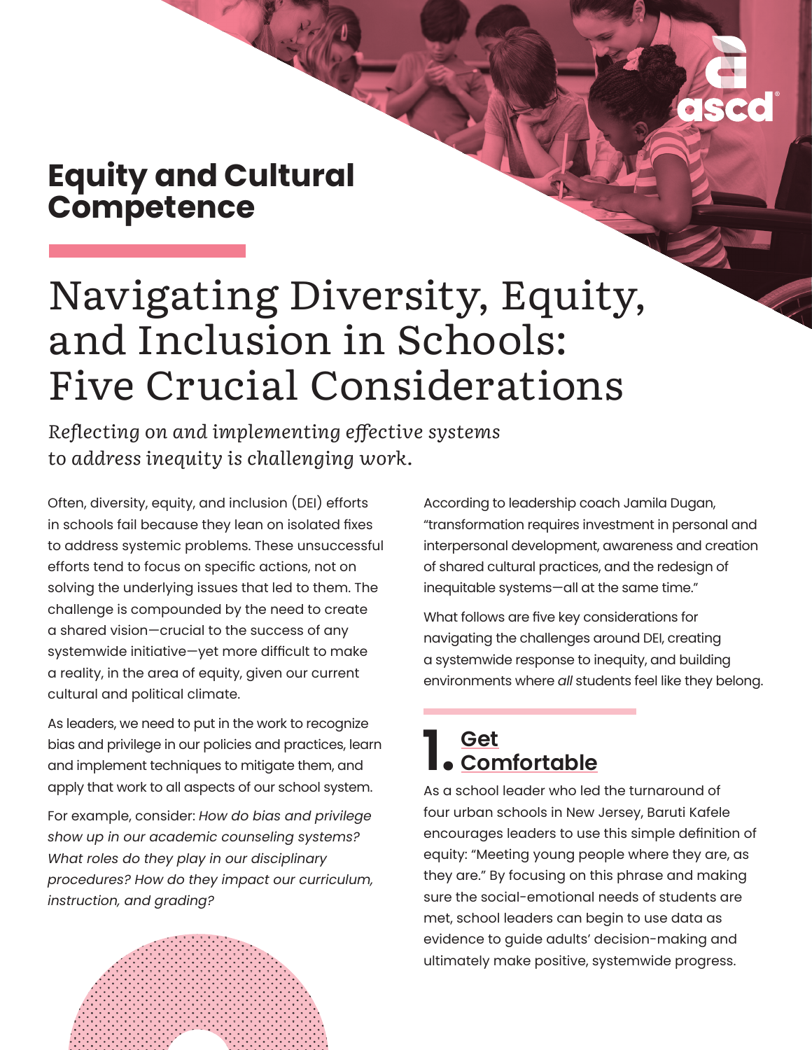Equity and Cultural Competence

# Navigating Diversity, Equity, and Inclusion in Schools: Five Crucial Considerations

*Reflecting on and implementing effective systems to address inequity is challenging work.*

Often, diversity, equity, and inclusion (DEI) efforts in schools fail because they lean on isolated fixes to address systemic problems. These unsuccessful efforts tend to focus on specific actions, not on solving the underlying issues that led to them. The challenge is compounded by the need to create a shared vision—crucial to the success of any systemwide initiative—yet more difficult to make a reality, in the area of equity, given our current cultural and political climate.

As leaders, we need to put in the work to recognize bias and privilege in our policies and practices, learn and implement techniques to mitigate them, and apply that work to all aspects of our school system.

For example, consider: *How do bias and privilege show up in our academic counseling systems? What roles do they play in our disciplinary procedures? How do they impact our curriculum, instruction, and grading?*

According to leadership coach Jamila Dugan, "transformation requires investment in personal and interpersonal development, awareness and creation of shared cultural practices, and the redesign of inequitable systems—all at the same time."

What follows are five key considerations for navigating the challenges around DEI, creating a systemwide response to inequity, and building environments where *all* students feel like they belong.

## 1. Get Comfortable

As a school leader who led the turnaround of four urban schools in New Jersey, Baruti Kafele encourages leaders to use this simple definition of equity: "Meeting young people where they are, as they are." By focusing on this phrase and making sure the social-emotional needs of students are met, school leaders can begin to use data as evidence to guide adults' decision-making and ultimately make positive, systemwide progress.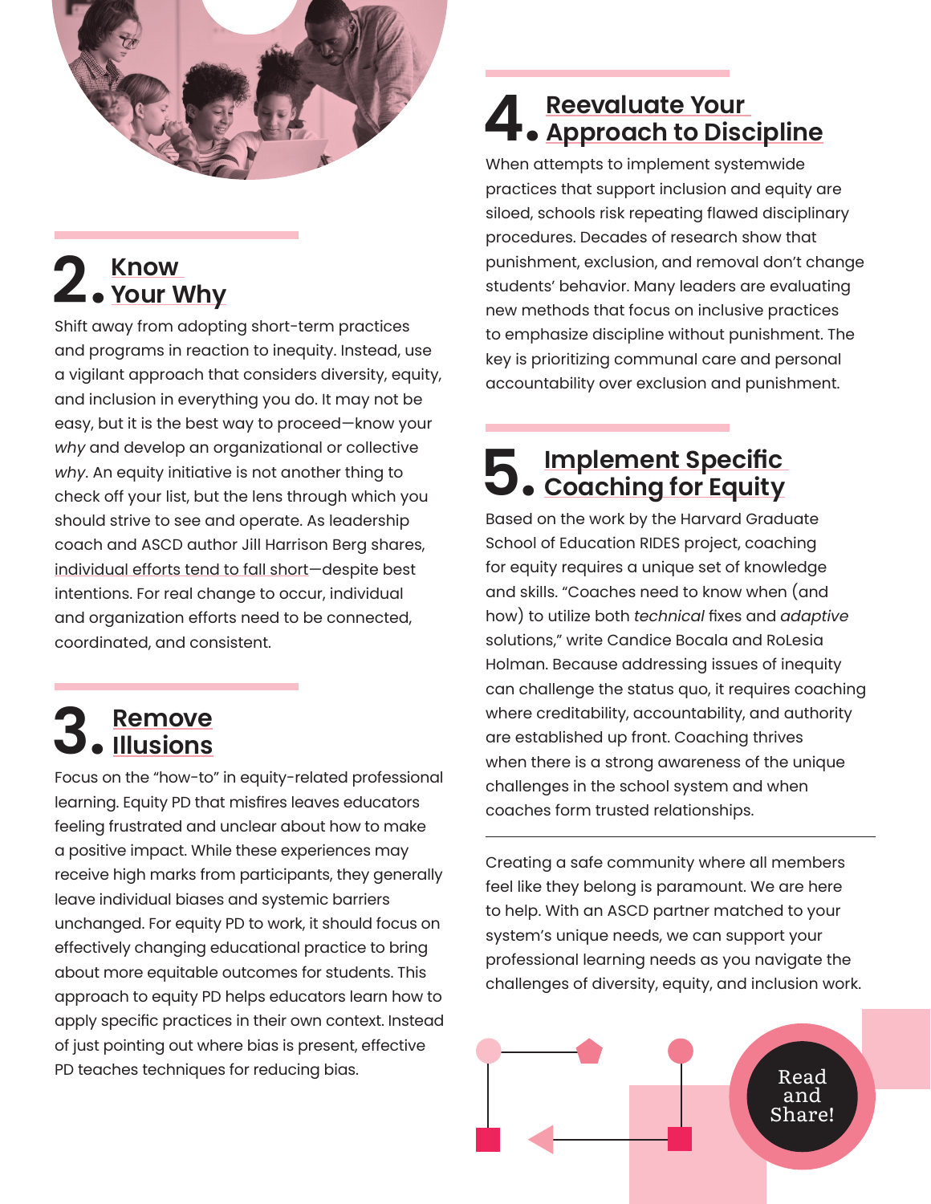## 2. Know Your Why

Shift away from adopting short-term practices and programs in reaction to inequity. Instead, use a vigilant approach that considers diversity, equity, and inclusion in everything you do. It may not be easy, but it is the best way to proceed—know your *why* and develop an organizational or collective *why*. An equity initiative is not another thing to check off your list, but the lens through which you should strive to see and operate. As leadership coach and ASCD author Jill Harrison Berg shares, individual efforts tend to fall short—despite best intentions. For real change to occur, individual and organization efforts need to be connected, coordinated, and consistent.

## 3. Remove Illusions

Focus on the "how-to" in equity-related professional learning. Equity PD that misfires leaves educators feeling frustrated and unclear about how to make a positive impact. While these experiences may receive high marks from participants, they generally leave individual biases and systemic barriers unchanged. For equity PD to work, it should focus on effectively changing educational practice to bring about more equitable outcomes for students. This approach to equity PD helps educators learn how to apply specific practices in their own context. Instead of just pointing out where bias is present, effective PD teaches techniques for reducing bias.

## 4. Reevaluate Your Approach to Discipline

When attempts to implement systemwide practices that support inclusion and equity are siloed, schools risk repeating flawed disciplinary procedures. Decades of research show that punishment, exclusion, and removal don't change students' behavior. Many leaders are evaluating new methods that focus on inclusive practices to emphasize discipline without punishment. The key is prioritizing communal care and personal accountability over exclusion and punishment.

## 5. Implement Specific Coaching for Equity

Based on the work by the Harvard Graduate School of Education RIDES project, coaching for equity requires a unique set of knowledge and skills. "Coaches need to know when (and how) to utilize both *technical* fixes and *adaptive* solutions," write Candice Bocala and RoLesia Holman. Because addressing issues of inequity can challenge the status quo, it requires coaching where creditability, accountability, and authority are established up front. Coaching thrives when there is a strong awareness of the unique challenges in the school system and when coaches form trusted relationships.

---

Creating a safe community where all members feel like they belong is paramount. We are here to help. With an ASCD partner matched to your system's unique needs, we can support your professional learning needs as you navigate the challenges of diversity, equity, and inclusion work.

Read and Share!